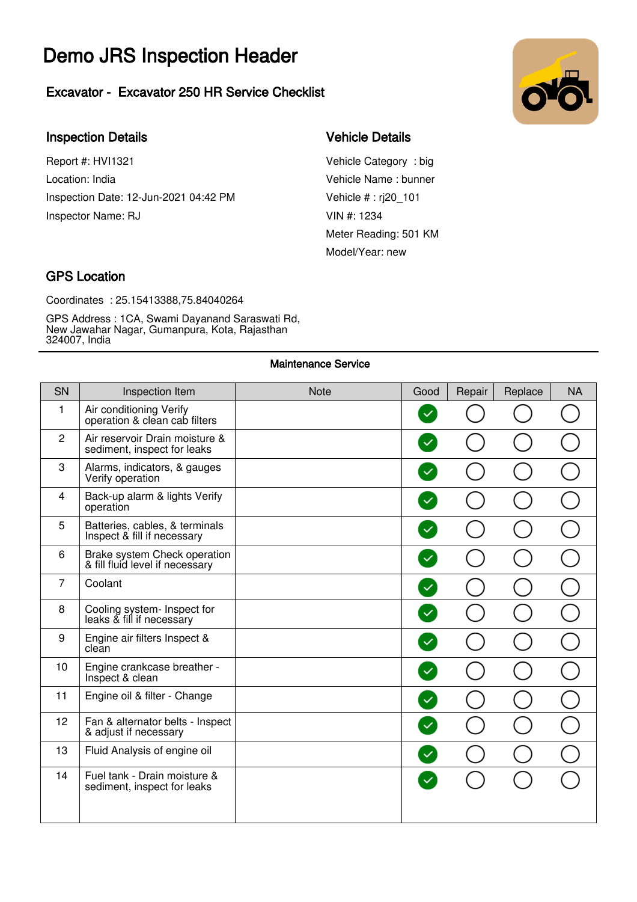# Demo JRS Inspection Header

## Excavator - Excavator 250 HR Service Checklist

### Inspection Details

Report #: HVI1321

Location: India

Inspection Date: 12-Jun-2021 04:42 PM

Inspector Name: RJ

### Vehicle Details

Vehicle Category : big

Vehicle Name : bunner

Vehicle # : rj20_101

VIN #: 1234

Meter Reading: 501 KM

Model/Year: new

### GPS Location

Coordinates : 25.15413388,75.84040264

GPS Address : 1CA, Swami Dayanand Saraswati Rd, New Jawahar Nagar, Gumanpura, Kota, Rajasthan 324007, India

#### Maintenance Service

| SN | Inspection Item | Note | Good | Repair | Replace | NA |
|---|---|---|---|---|---|---|
| 1 | Air conditioning Verify operation & clean cab filters | | ✓ | ○ | ○ | ○ |
| 2 | Air reservoir Drain moisture & sediment, inspect for leaks | | ✓ | ○ | ○ | ○ |
| 3 | Alarms, indicators, & gauges Verify operation | | ✓ | ○ | ○ | ○ |
| 4 | Back-up alarm & lights Verify operation | | ✓ | ○ | ○ | ○ |
| 5 | Batteries, cables, & terminals Inspect & fill if necessary | | ✓ | ○ | ○ | ○ |
| 6 | Brake system Check operation & fill fluid level if necessary | | ✓ | ○ | ○ | ○ |
| 7 | Coolant | | ✓ | ○ | ○ | ○ |
| 8 | Cooling system- Inspect for leaks & fill if necessary | | ✓ | ○ | ○ | ○ |
| 9 | Engine air filters Inspect & clean | | ✓ | ○ | ○ | ○ |
| 10 | Engine crankcase breather - Inspect & clean | | ✓ | ○ | ○ | ○ |
| 11 | Engine oil & filter - Change | | ✓ | ○ | ○ | ○ |
| 12 | Fan & alternator belts - Inspect & adjust if necessary | | ✓ | ○ | ○ | ○ |
| 13 | Fluid Analysis of engine oil | | ✓ | ○ | ○ | ○ |
| 14 | Fuel tank - Drain moisture & sediment, inspect for leaks | | ✓ | ○ | ○ | ○ |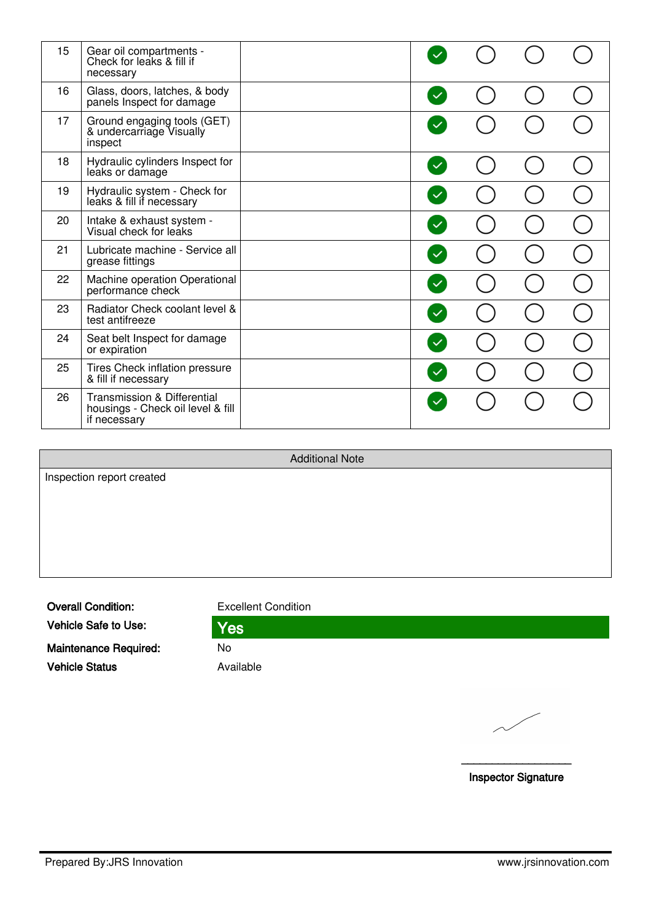| | | | | | | |
|---|---|---|---|---|---|---|
| 15 | Gear oil compartments - Check for leaks & fill if necessary | | ✓ | ◯ | ◯ | ◯ |
| 16 | Glass, doors, latches, & body panels Inspect for damage | | ✓ | ◯ | ◯ | ◯ |
| 17 | Ground engaging tools (GET) & undercarriage Visually inspect | | ✓ | ◯ | ◯ | ◯ |
| 18 | Hydraulic cylinders Inspect for leaks or damage | | ✓ | ◯ | ◯ | ◯ |
| 19 | Hydraulic system - Check for leaks & fill if necessary | | ✓ | ◯ | ◯ | ◯ |
| 20 | Intake & exhaust system - Visual check for leaks | | ✓ | ◯ | ◯ | ◯ |
| 21 | Lubricate machine - Service all grease fittings | | ✓ | ◯ | ◯ | ◯ |
| 22 | Machine operation Operational performance check | | ✓ | ◯ | ◯ | ◯ |
| 23 | Radiator Check coolant level & test antifreeze | | ✓ | ◯ | ◯ | ◯ |
| 24 | Seat belt Inspect for damage or expiration | | ✓ | ◯ | ◯ | ◯ |
| 25 | Tires Check inflation pressure & fill if necessary | | ✓ | ◯ | ◯ | ◯ |
| 26 | Transmission & Differential housings - Check oil level & fill if necessary | | ✓ | ◯ | ◯ | ◯ |

| Additional Note |
|---|
| Inspection report created |

| | |
|---|---|
| **Overall Condition:** | Excellent Condition |
| **Vehicle Safe to Use:** | **Yes** |
| **Maintenance Required:** | No |
| **Vehicle Status** | Available |

**Inspector Signature**

Prepared By:JRS Innovation

www.jrsinnovation.com